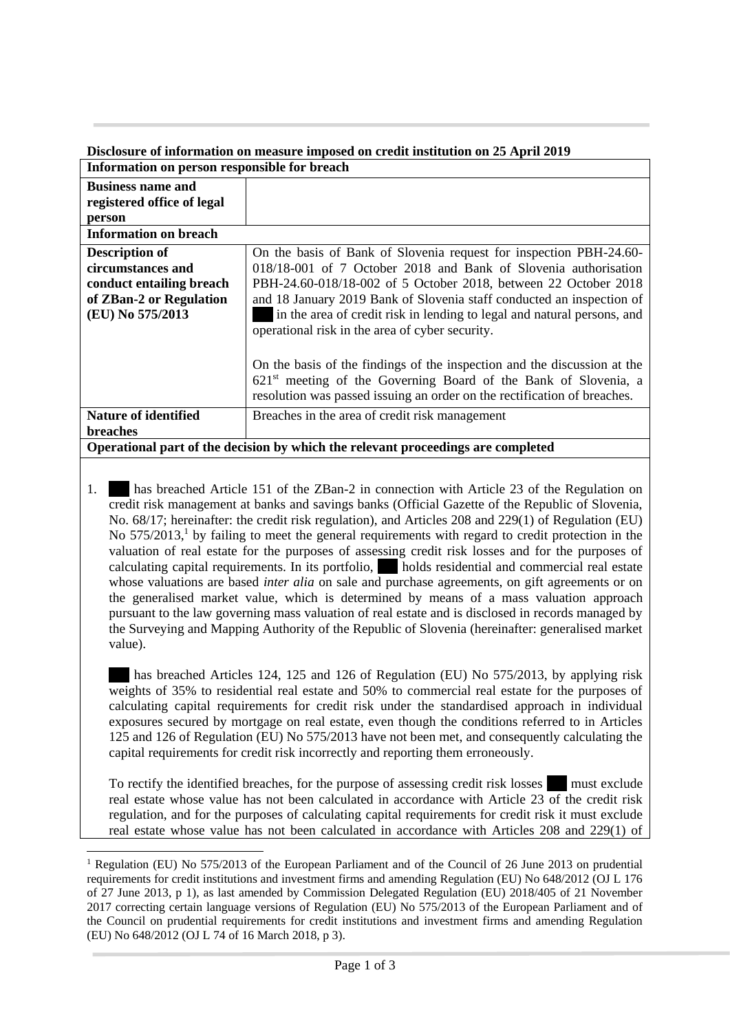**Disclosure of information on measure imposed on credit institution on 25 April 2019**

| **Information on person responsible for breach** | |
| --- | --- |
| **Business name and registered office of legal person** | |
| **Information on breach** | |
| **Description of circumstances and conduct entailing breach of ZBan-2 or Regulation (EU) No 575/2013** | On the basis of Bank of Slovenia request for inspection PBH-24.60-018/18-001 of 7 October 2018 and Bank of Slovenia authorisation PBH-24.60-018/18-002 of 5 October 2018, between 22 October 2018 and 18 January 2019 Bank of Slovenia staff conducted an inspection of ███ in the area of credit risk in lending to legal and natural persons, and operational risk in the area of cyber security.<br><br>On the basis of the findings of the inspection and the discussion at the 621st meeting of the Governing Board of the Bank of Slovenia, a resolution was passed issuing an order on the rectification of breaches. |
| **Nature of identified breaches** | Breaches in the area of credit risk management |
| **Operational part of the decision by which the relevant proceedings are completed** | |

1. ███ has breached Article 151 of the ZBan-2 in connection with Article 23 of the Regulation on credit risk management at banks and savings banks (Official Gazette of the Republic of Slovenia, No. 68/17; hereinafter: the credit risk regulation), and Articles 208 and 229(1) of Regulation (EU) No 575/2013,[1] by failing to meet the general requirements with regard to credit protection in the valuation of real estate for the purposes of assessing credit risk losses and for the purposes of calculating capital requirements. In its portfolio, ███ holds residential and commercial real estate whose valuations are based *inter alia* on sale and purchase agreements, on gift agreements or on the generalised market value, which is determined by means of a mass valuation approach pursuant to the law governing mass valuation of real estate and is disclosed in records managed by the Surveying and Mapping Authority of the Republic of Slovenia (hereinafter: generalised market value).

   ███ has breached Articles 124, 125 and 126 of Regulation (EU) No 575/2013, by applying risk weights of 35% to residential real estate and 50% to commercial real estate for the purposes of calculating capital requirements for credit risk under the standardised approach in individual exposures secured by mortgage on real estate, even though the conditions referred to in Articles 125 and 126 of Regulation (EU) No 575/2013 have not been met, and consequently calculating the capital requirements for credit risk incorrectly and reporting them erroneously.

   To rectify the identified breaches, for the purpose of assessing credit risk losses ███ must exclude real estate whose value has not been calculated in accordance with Article 23 of the credit risk regulation, and for the purposes of calculating capital requirements for credit risk it must exclude real estate whose value has not been calculated in accordance with Articles 208 and 229(1) of

[1] Regulation (EU) No 575/2013 of the European Parliament and of the Council of 26 June 2013 on prudential requirements for credit institutions and investment firms and amending Regulation (EU) No 648/2012 (OJ L 176 of 27 June 2013, p 1), as last amended by Commission Delegated Regulation (EU) 2018/405 of 21 November 2017 correcting certain language versions of Regulation (EU) No 575/2013 of the European Parliament and of the Council on prudential requirements for credit institutions and investment firms and amending Regulation (EU) No 648/2012 (OJ L 74 of 16 March 2018, p 3).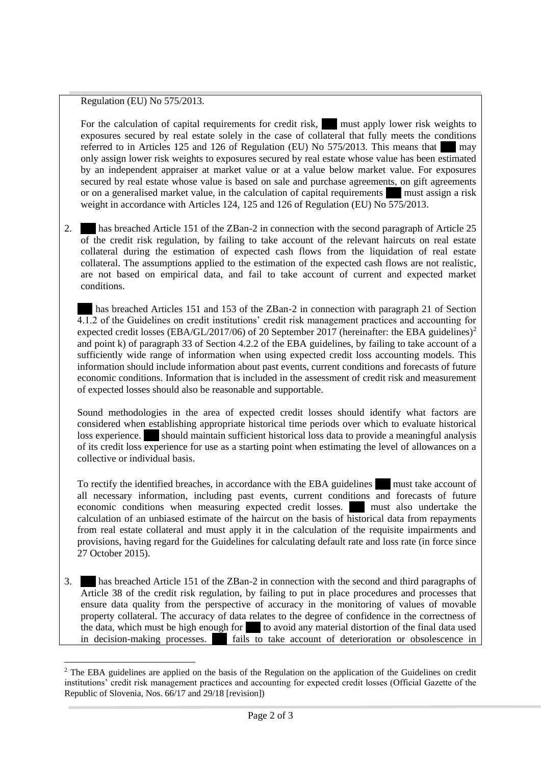Regulation (EU) No 575/2013.

For the calculation of capital requirements for credit risk, ███ must apply lower risk weights to exposures secured by real estate solely in the case of collateral that fully meets the conditions referred to in Articles 125 and 126 of Regulation (EU) No 575/2013. This means that ███ may only assign lower risk weights to exposures secured by real estate whose value has been estimated by an independent appraiser at market value or at a value below market value. For exposures secured by real estate whose value is based on sale and purchase agreements, on gift agreements or on a generalised market value, in the calculation of capital requirements ███ must assign a risk weight in accordance with Articles 124, 125 and 126 of Regulation (EU) No 575/2013.

2. ███ has breached Article 151 of the ZBan-2 in connection with the second paragraph of Article 25 of the credit risk regulation, by failing to take account of the relevant haircuts on real estate collateral during the estimation of expected cash flows from the liquidation of real estate collateral. The assumptions applied to the estimation of the expected cash flows are not realistic, are not based on empirical data, and fail to take account of current and expected market conditions.

   ███ has breached Articles 151 and 153 of the ZBan-2 in connection with paragraph 21 of Section 4.1.2 of the Guidelines on credit institutions' credit risk management practices and accounting for expected credit losses (EBA/GL/2017/06) of 20 September 2017 (hereinafter: the EBA guidelines)[2] and point k) of paragraph 33 of Section 4.2.2 of the EBA guidelines, by failing to take account of a sufficiently wide range of information when using expected credit loss accounting models. This information should include information about past events, current conditions and forecasts of future economic conditions. Information that is included in the assessment of credit risk and measurement of expected losses should also be reasonable and supportable.

   Sound methodologies in the area of expected credit losses should identify what factors are considered when establishing appropriate historical time periods over which to evaluate historical loss experience. ███ should maintain sufficient historical loss data to provide a meaningful analysis of its credit loss experience for use as a starting point when estimating the level of allowances on a collective or individual basis.

   To rectify the identified breaches, in accordance with the EBA guidelines ███ must take account of all necessary information, including past events, current conditions and forecasts of future economic conditions when measuring expected credit losses. ███ must also undertake the calculation of an unbiased estimate of the haircut on the basis of historical data from repayments from real estate collateral and must apply it in the calculation of the requisite impairments and provisions, having regard for the Guidelines for calculating default rate and loss rate (in force since 27 October 2015).

3. ███ has breached Article 151 of the ZBan-2 in connection with the second and third paragraphs of Article 38 of the credit risk regulation, by failing to put in place procedures and processes that ensure data quality from the perspective of accuracy in the monitoring of values of movable property collateral. The accuracy of data relates to the degree of confidence in the correctness of the data, which must be high enough for ███ to avoid any material distortion of the final data used in decision-making processes. ███ fails to take account of deterioration or obsolescence in

[2] The EBA guidelines are applied on the basis of the Regulation on the application of the Guidelines on credit institutions' credit risk management practices and accounting for expected credit losses (Official Gazette of the Republic of Slovenia, Nos. 66/17 and 29/18 [revision])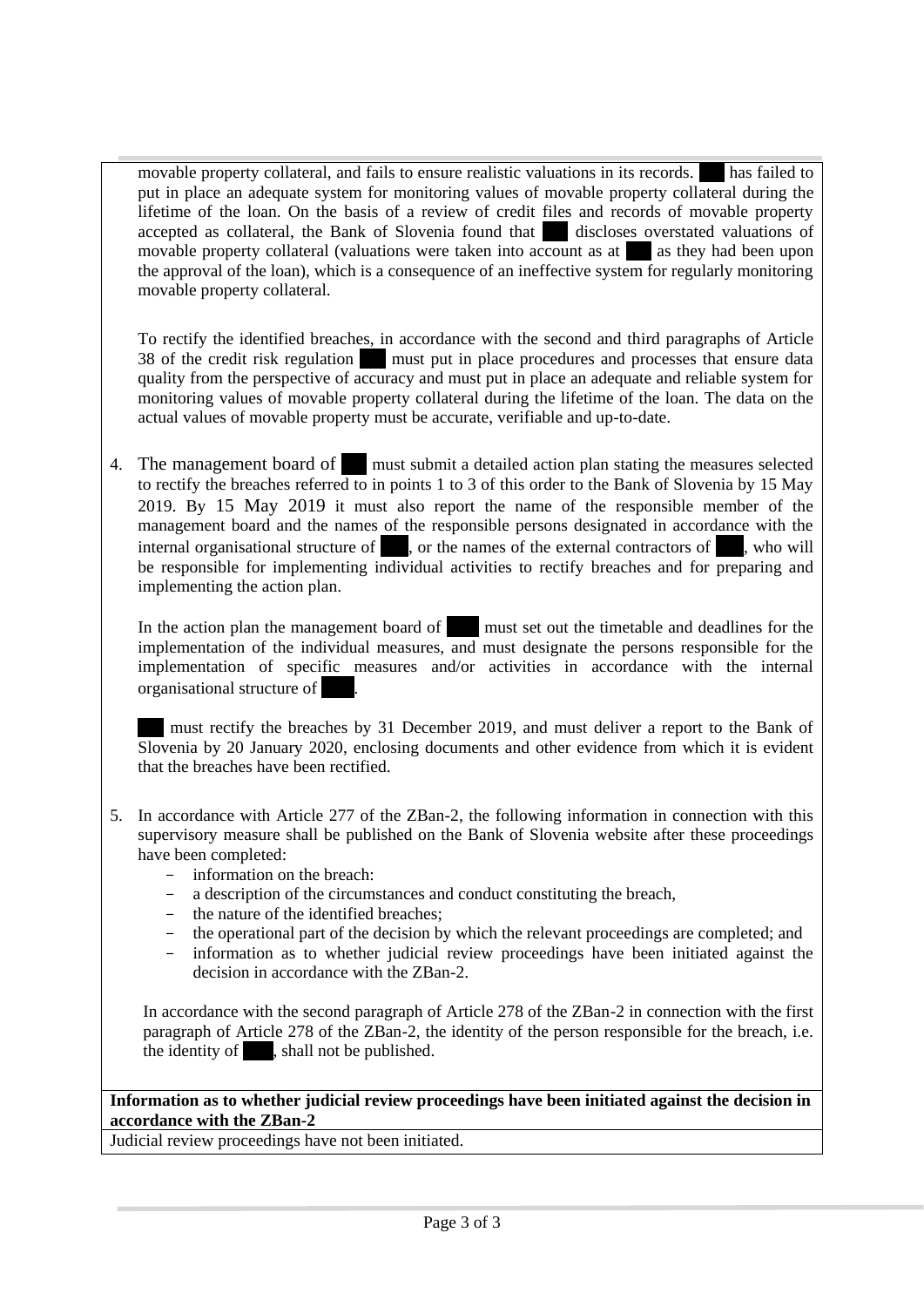movable property collateral, and fails to ensure realistic valuations in its records. ███ has failed to put in place an adequate system for monitoring values of movable property collateral during the lifetime of the loan. On the basis of a review of credit files and records of movable property accepted as collateral, the Bank of Slovenia found that ███ discloses overstated valuations of movable property collateral (valuations were taken into account as at ███ as they had been upon the approval of the loan), which is a consequence of an ineffective system for regularly monitoring movable property collateral.

To rectify the identified breaches, in accordance with the second and third paragraphs of Article 38 of the credit risk regulation ███ must put in place procedures and processes that ensure data quality from the perspective of accuracy and must put in place an adequate and reliable system for monitoring values of movable property collateral during the lifetime of the loan. The data on the actual values of movable property must be accurate, verifiable and up-to-date.

4. The management board of ███ must submit a detailed action plan stating the measures selected to rectify the breaches referred to in points 1 to 3 of this order to the Bank of Slovenia by 15 May 2019. By 15 May 2019 it must also report the name of the responsible member of the management board and the names of the responsible persons designated in accordance with the internal organisational structure of ███, or the names of the external contractors of ███, who will be responsible for implementing individual activities to rectify breaches and for preparing and implementing the action plan.

   In the action plan the management board of ███ must set out the timetable and deadlines for the implementation of the individual measures, and must designate the persons responsible for the implementation of specific measures and/or activities in accordance with the internal organisational structure of ███.

   ███ must rectify the breaches by 31 December 2019, and must deliver a report to the Bank of Slovenia by 20 January 2020, enclosing documents and other evidence from which it is evident that the breaches have been rectified.

5. In accordance with Article 277 of the ZBan-2, the following information in connection with this supervisory measure shall be published on the Bank of Slovenia website after these proceedings have been completed:
   - information on the breach:
   - a description of the circumstances and conduct constituting the breach,
   - the nature of the identified breaches;
   - the operational part of the decision by which the relevant proceedings are completed; and
   - information as to whether judicial review proceedings have been initiated against the decision in accordance with the ZBan-2.

   In accordance with the second paragraph of Article 278 of the ZBan-2 in connection with the first paragraph of Article 278 of the ZBan-2, the identity of the person responsible for the breach, i.e. the identity of ███, shall not be published.

**Information as to whether judicial review proceedings have been initiated against the decision in accordance with the ZBan-2**

Judicial review proceedings have not been initiated.